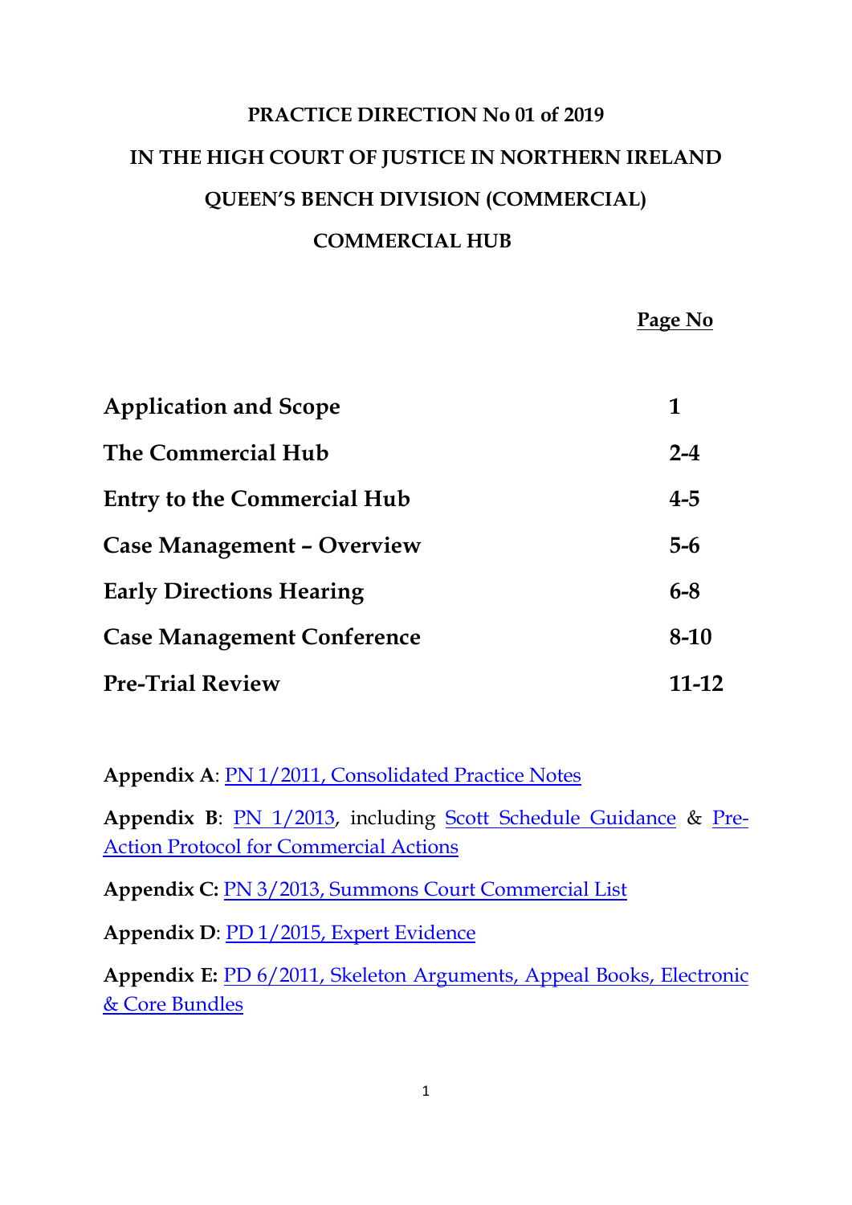# PRACTICE DIRECTION No 01 of 2019

# IN THE HIGH COURT OF JUSTICE IN NORTHERN IRELAND

# QUEEN'S BENCH DIVISION (COMMERCIAL)

# COMMERCIAL HUB

| | **Page No** |
|---|---|
| **Application and Scope** | **1** |
| **The Commercial Hub** | **2-4** |
| **Entry to the Commercial Hub** | **4-5** |
| **Case Management – Overview** | **5-6** |
| **Early Directions Hearing** | **6-8** |
| **Case Management Conference** | **8-10** |
| **Pre-Trial Review** | **11-12** |

**Appendix A**: PN 1/2011, Consolidated Practice Notes

**Appendix B**: PN 1/2013, including Scott Schedule Guidance & Pre-Action Protocol for Commercial Actions

**Appendix C:** PN 3/2013, Summons Court Commercial List

**Appendix D**: PD 1/2015, Expert Evidence

**Appendix E:** PD 6/2011, Skeleton Arguments, Appeal Books, Electronic & Core Bundles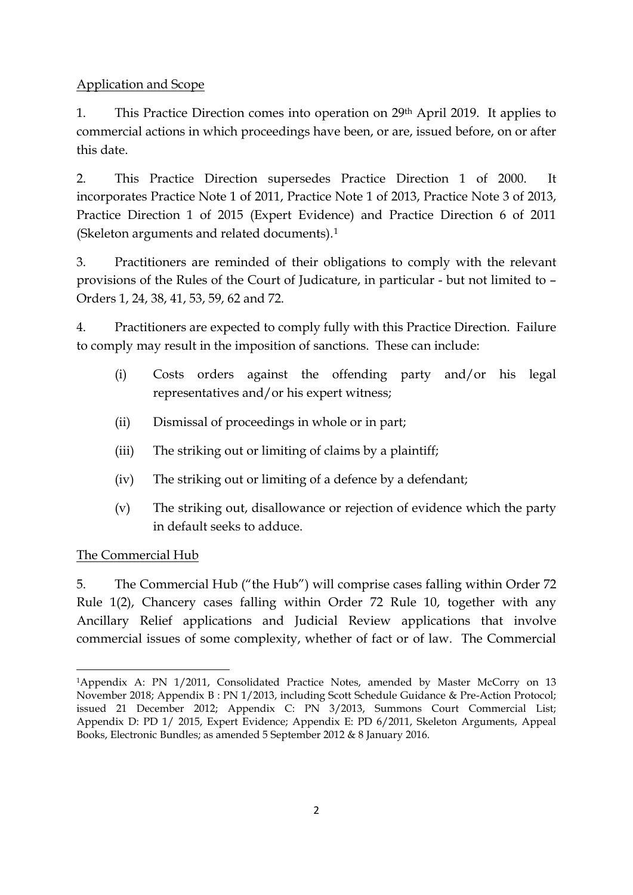Application and Scope

1. This Practice Direction comes into operation on 29th April 2019. It applies to commercial actions in which proceedings have been, or are, issued before, on or after this date.

2. This Practice Direction supersedes Practice Direction 1 of 2000. It incorporates Practice Note 1 of 2011, Practice Note 1 of 2013, Practice Note 3 of 2013, Practice Direction 1 of 2015 (Expert Evidence) and Practice Direction 6 of 2011 (Skeleton arguments and related documents).[1]

3. Practitioners are reminded of their obligations to comply with the relevant provisions of the Rules of the Court of Judicature, in particular - but not limited to – Orders 1, 24, 38, 41, 53, 59, 62 and 72.

4. Practitioners are expected to comply fully with this Practice Direction. Failure to comply may result in the imposition of sanctions. These can include:

   (i) Costs orders against the offending party and/or his legal representatives and/or his expert witness;

   (ii) Dismissal of proceedings in whole or in part;

   (iii) The striking out or limiting of claims by a plaintiff;

   (iv) The striking out or limiting of a defence by a defendant;

   (v) The striking out, disallowance or rejection of evidence which the party in default seeks to adduce.

The Commercial Hub

5. The Commercial Hub ("the Hub") will comprise cases falling within Order 72 Rule 1(2), Chancery cases falling within Order 72 Rule 10, together with any Ancillary Relief applications and Judicial Review applications that involve commercial issues of some complexity, whether of fact or of law. The Commercial

---

[1] Appendix A: PN 1/2011, Consolidated Practice Notes, amended by Master McCorry on 13 November 2018; Appendix B : PN 1/2013, including Scott Schedule Guidance & Pre-Action Protocol; issued 21 December 2012; Appendix C: PN 3/2013, Summons Court Commercial List; Appendix D: PD 1/ 2015, Expert Evidence; Appendix E: PD 6/2011, Skeleton Arguments, Appeal Books, Electronic Bundles; as amended 5 September 2012 & 8 January 2016.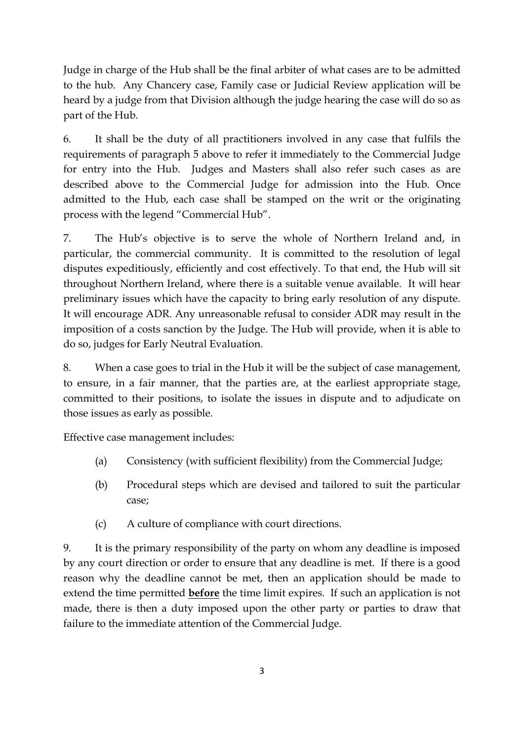Judge in charge of the Hub shall be the final arbiter of what cases are to be admitted to the hub. Any Chancery case, Family case or Judicial Review application will be heard by a judge from that Division although the judge hearing the case will do so as part of the Hub.

6. It shall be the duty of all practitioners involved in any case that fulfils the requirements of paragraph 5 above to refer it immediately to the Commercial Judge for entry into the Hub. Judges and Masters shall also refer such cases as are described above to the Commercial Judge for admission into the Hub. Once admitted to the Hub, each case shall be stamped on the writ or the originating process with the legend "Commercial Hub".

7. The Hub's objective is to serve the whole of Northern Ireland and, in particular, the commercial community. It is committed to the resolution of legal disputes expeditiously, efficiently and cost effectively. To that end, the Hub will sit throughout Northern Ireland, where there is a suitable venue available. It will hear preliminary issues which have the capacity to bring early resolution of any dispute. It will encourage ADR. Any unreasonable refusal to consider ADR may result in the imposition of a costs sanction by the Judge. The Hub will provide, when it is able to do so, judges for Early Neutral Evaluation.

8. When a case goes to trial in the Hub it will be the subject of case management, to ensure, in a fair manner, that the parties are, at the earliest appropriate stage, committed to their positions, to isolate the issues in dispute and to adjudicate on those issues as early as possible.

Effective case management includes:

(a) Consistency (with sufficient flexibility) from the Commercial Judge;

(b) Procedural steps which are devised and tailored to suit the particular case;

(c) A culture of compliance with court directions.

9. It is the primary responsibility of the party on whom any deadline is imposed by any court direction or order to ensure that any deadline is met. If there is a good reason why the deadline cannot be met, then an application should be made to extend the time permitted **before** the time limit expires. If such an application is not made, there is then a duty imposed upon the other party or parties to draw that failure to the immediate attention of the Commercial Judge.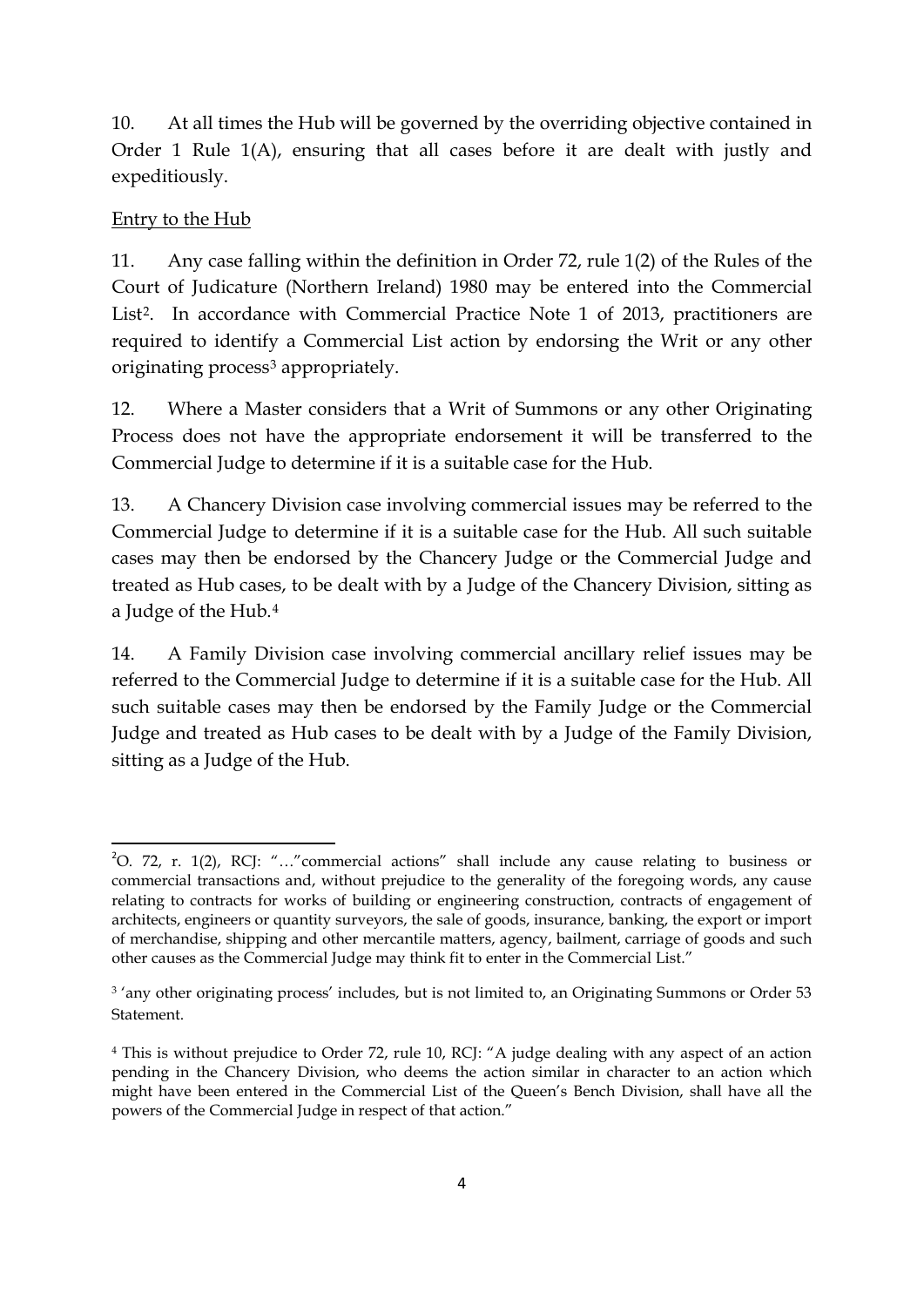10. At all times the Hub will be governed by the overriding objective contained in Order 1 Rule 1(A), ensuring that all cases before it are dealt with justly and expeditiously.

<u>Entry to the Hub</u>

11. Any case falling within the definition in Order 72, rule 1(2) of the Rules of the Court of Judicature (Northern Ireland) 1980 may be entered into the Commercial List[2]. In accordance with Commercial Practice Note 1 of 2013, practitioners are required to identify a Commercial List action by endorsing the Writ or any other originating process[3] appropriately.

12. Where a Master considers that a Writ of Summons or any other Originating Process does not have the appropriate endorsement it will be transferred to the Commercial Judge to determine if it is a suitable case for the Hub.

13. A Chancery Division case involving commercial issues may be referred to the Commercial Judge to determine if it is a suitable case for the Hub. All such suitable cases may then be endorsed by the Chancery Judge or the Commercial Judge and treated as Hub cases, to be dealt with by a Judge of the Chancery Division, sitting as a Judge of the Hub.[4]

14. A Family Division case involving commercial ancillary relief issues may be referred to the Commercial Judge to determine if it is a suitable case for the Hub. All such suitable cases may then be endorsed by the Family Judge or the Commercial Judge and treated as Hub cases to be dealt with by a Judge of the Family Division, sitting as a Judge of the Hub.

---

[2] O. 72, r. 1(2), RCJ: "…"commercial actions" shall include any cause relating to business or commercial transactions and, without prejudice to the generality of the foregoing words, any cause relating to contracts for works of building or engineering construction, contracts of engagement of architects, engineers or quantity surveyors, the sale of goods, insurance, banking, the export or import of merchandise, shipping and other mercantile matters, agency, bailment, carriage of goods and such other causes as the Commercial Judge may think fit to enter in the Commercial List."

[3] 'any other originating process' includes, but is not limited to, an Originating Summons or Order 53 Statement.

[4] This is without prejudice to Order 72, rule 10, RCJ: "A judge dealing with any aspect of an action pending in the Chancery Division, who deems the action similar in character to an action which might have been entered in the Commercial List of the Queen's Bench Division, shall have all the powers of the Commercial Judge in respect of that action."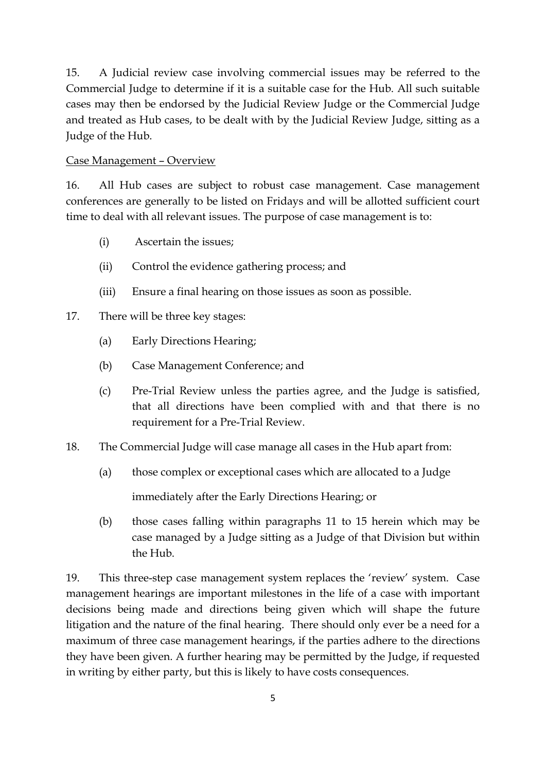15. A Judicial review case involving commercial issues may be referred to the Commercial Judge to determine if it is a suitable case for the Hub. All such suitable cases may then be endorsed by the Judicial Review Judge or the Commercial Judge and treated as Hub cases, to be dealt with by the Judicial Review Judge, sitting as a Judge of the Hub.

<u>Case Management – Overview</u>

16. All Hub cases are subject to robust case management. Case management conferences are generally to be listed on Fridays and will be allotted sufficient court time to deal with all relevant issues. The purpose of case management is to:

(i) Ascertain the issues;

(ii) Control the evidence gathering process; and

(iii) Ensure a final hearing on those issues as soon as possible.

17. There will be three key stages:

(a) Early Directions Hearing;

(b) Case Management Conference; and

(c) Pre-Trial Review unless the parties agree, and the Judge is satisfied, that all directions have been complied with and that there is no requirement for a Pre-Trial Review.

18. The Commercial Judge will case manage all cases in the Hub apart from:

(a) those complex or exceptional cases which are allocated to a Judge immediately after the Early Directions Hearing; or

(b) those cases falling within paragraphs 11 to 15 herein which may be case managed by a Judge sitting as a Judge of that Division but within the Hub.

19. This three-step case management system replaces the 'review' system. Case management hearings are important milestones in the life of a case with important decisions being made and directions being given which will shape the future litigation and the nature of the final hearing. There should only ever be a need for a maximum of three case management hearings, if the parties adhere to the directions they have been given. A further hearing may be permitted by the Judge, if requested in writing by either party, but this is likely to have costs consequences.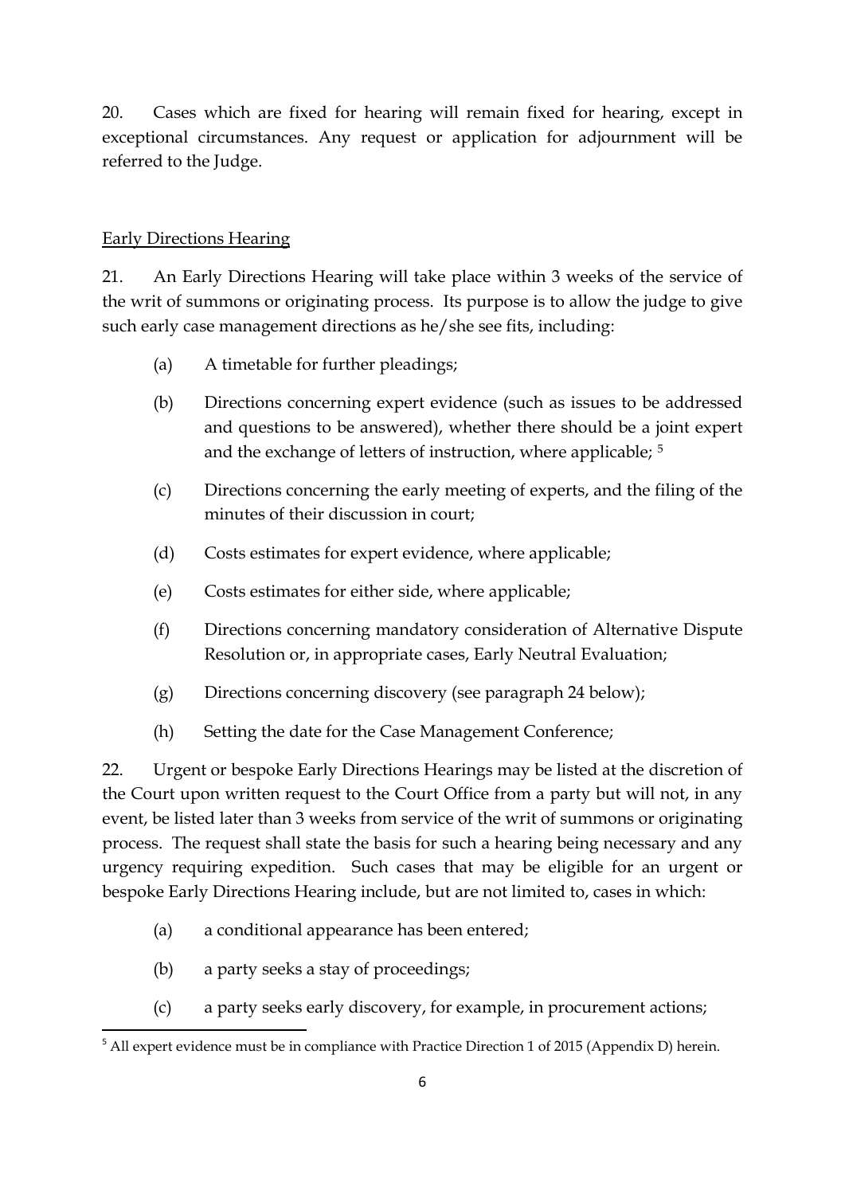20. Cases which are fixed for hearing will remain fixed for hearing, except in exceptional circumstances. Any request or application for adjournment will be referred to the Judge.

## Early Directions Hearing

21. An Early Directions Hearing will take place within 3 weeks of the service of the writ of summons or originating process. Its purpose is to allow the judge to give such early case management directions as he/she see fits, including:

(a) A timetable for further pleadings;

(b) Directions concerning expert evidence (such as issues to be addressed and questions to be answered), whether there should be a joint expert and the exchange of letters of instruction, where applicable; [5]

(c) Directions concerning the early meeting of experts, and the filing of the minutes of their discussion in court;

(d) Costs estimates for expert evidence, where applicable;

(e) Costs estimates for either side, where applicable;

(f) Directions concerning mandatory consideration of Alternative Dispute Resolution or, in appropriate cases, Early Neutral Evaluation;

(g) Directions concerning discovery (see paragraph 24 below);

(h) Setting the date for the Case Management Conference;

22. Urgent or bespoke Early Directions Hearings may be listed at the discretion of the Court upon written request to the Court Office from a party but will not, in any event, be listed later than 3 weeks from service of the writ of summons or originating process. The request shall state the basis for such a hearing being necessary and any urgency requiring expedition. Such cases that may be eligible for an urgent or bespoke Early Directions Hearing include, but are not limited to, cases in which:

(a) a conditional appearance has been entered;

(b) a party seeks a stay of proceedings;

(c) a party seeks early discovery, for example, in procurement actions;

---

[5] All expert evidence must be in compliance with Practice Direction 1 of 2015 (Appendix D) herein.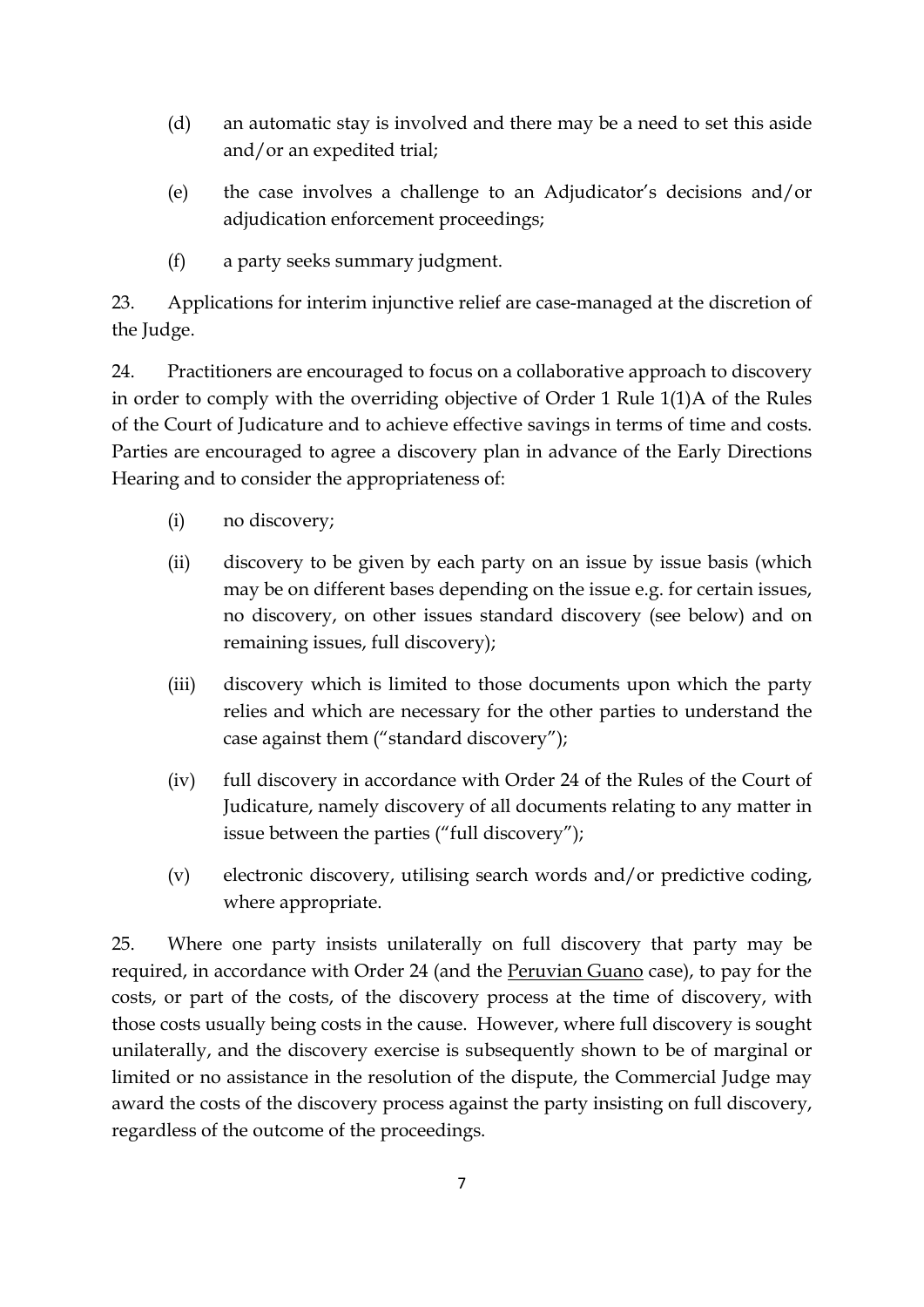(d) an automatic stay is involved and there may be a need to set this aside and/or an expedited trial;

(e) the case involves a challenge to an Adjudicator's decisions and/or adjudication enforcement proceedings;

(f) a party seeks summary judgment.

23. Applications for interim injunctive relief are case-managed at the discretion of the Judge.

24. Practitioners are encouraged to focus on a collaborative approach to discovery in order to comply with the overriding objective of Order 1 Rule 1(1)A of the Rules of the Court of Judicature and to achieve effective savings in terms of time and costs. Parties are encouraged to agree a discovery plan in advance of the Early Directions Hearing and to consider the appropriateness of:

(i) no discovery;

(ii) discovery to be given by each party on an issue by issue basis (which may be on different bases depending on the issue e.g. for certain issues, no discovery, on other issues standard discovery (see below) and on remaining issues, full discovery);

(iii) discovery which is limited to those documents upon which the party relies and which are necessary for the other parties to understand the case against them ("standard discovery");

(iv) full discovery in accordance with Order 24 of the Rules of the Court of Judicature, namely discovery of all documents relating to any matter in issue between the parties ("full discovery");

(v) electronic discovery, utilising search words and/or predictive coding, where appropriate.

25. Where one party insists unilaterally on full discovery that party may be required, in accordance with Order 24 (and the Peruvian Guano case), to pay for the costs, or part of the costs, of the discovery process at the time of discovery, with those costs usually being costs in the cause. However, where full discovery is sought unilaterally, and the discovery exercise is subsequently shown to be of marginal or limited or no assistance in the resolution of the dispute, the Commercial Judge may award the costs of the discovery process against the party insisting on full discovery, regardless of the outcome of the proceedings.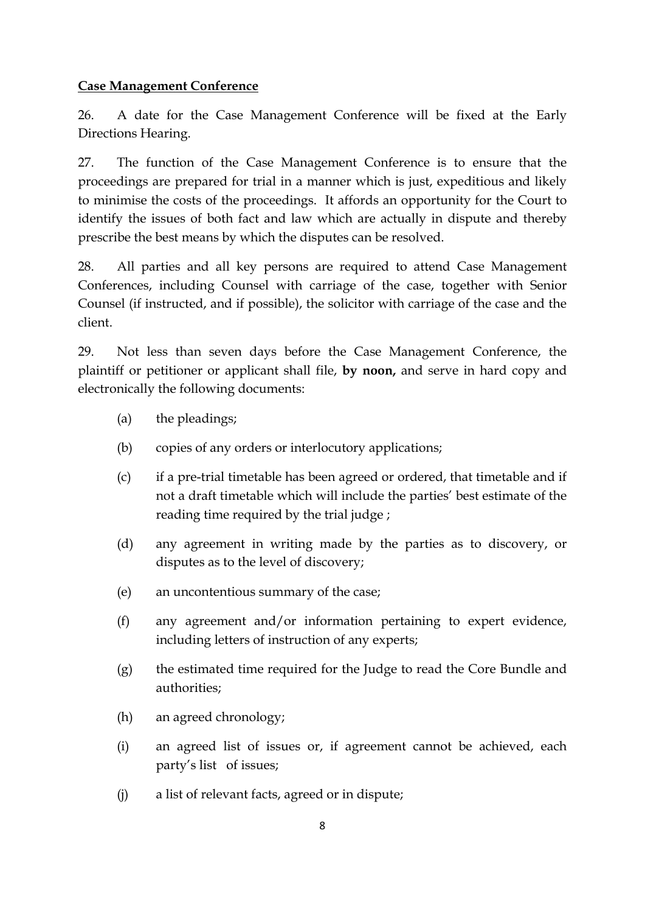**Case Management Conference**

26. A date for the Case Management Conference will be fixed at the Early Directions Hearing.

27. The function of the Case Management Conference is to ensure that the proceedings are prepared for trial in a manner which is just, expeditious and likely to minimise the costs of the proceedings. It affords an opportunity for the Court to identify the issues of both fact and law which are actually in dispute and thereby prescribe the best means by which the disputes can be resolved.

28. All parties and all key persons are required to attend Case Management Conferences, including Counsel with carriage of the case, together with Senior Counsel (if instructed, and if possible), the solicitor with carriage of the case and the client.

29. Not less than seven days before the Case Management Conference, the plaintiff or petitioner or applicant shall file, **by noon,** and serve in hard copy and electronically the following documents:

(a) the pleadings;

(b) copies of any orders or interlocutory applications;

(c) if a pre-trial timetable has been agreed or ordered, that timetable and if not a draft timetable which will include the parties' best estimate of the reading time required by the trial judge ;

(d) any agreement in writing made by the parties as to discovery, or disputes as to the level of discovery;

(e) an uncontentious summary of the case;

(f) any agreement and/or information pertaining to expert evidence, including letters of instruction of any experts;

(g) the estimated time required for the Judge to read the Core Bundle and authorities;

(h) an agreed chronology;

(i) an agreed list of issues or, if agreement cannot be achieved, each party's list of issues;

(j) a list of relevant facts, agreed or in dispute;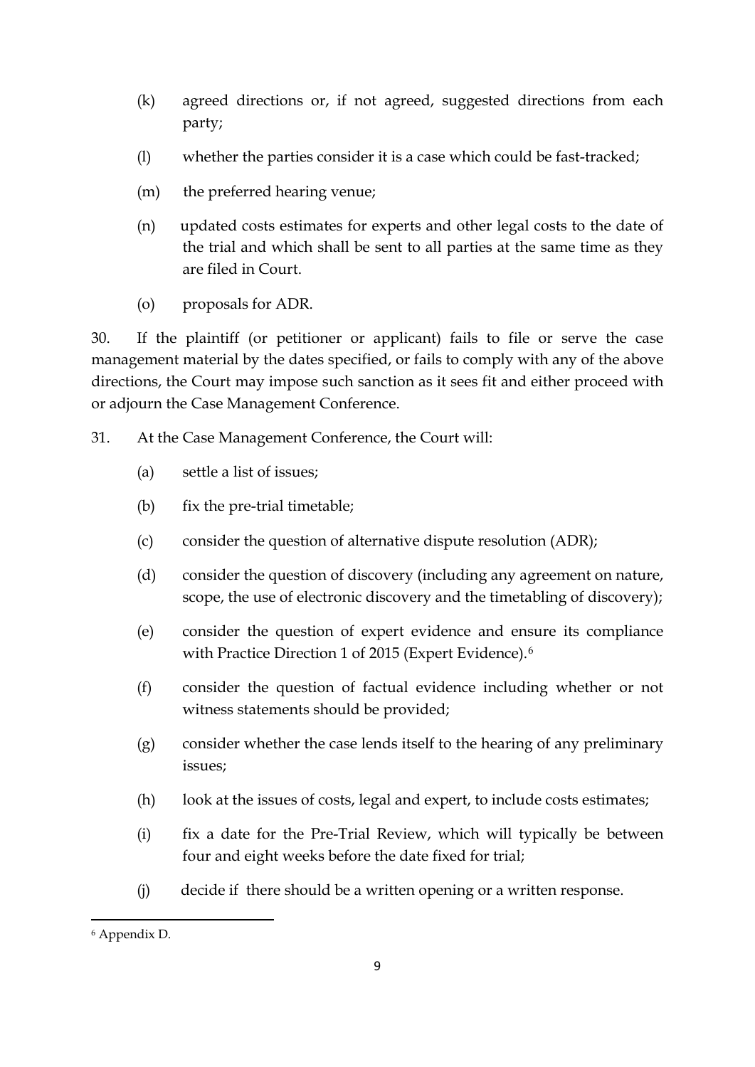(k) agreed directions or, if not agreed, suggested directions from each party;

(l) whether the parties consider it is a case which could be fast-tracked;

(m) the preferred hearing venue;

(n) updated costs estimates for experts and other legal costs to the date of the trial and which shall be sent to all parties at the same time as they are filed in Court.

(o) proposals for ADR.

30. If the plaintiff (or petitioner or applicant) fails to file or serve the case management material by the dates specified, or fails to comply with any of the above directions, the Court may impose such sanction as it sees fit and either proceed with or adjourn the Case Management Conference.

31. At the Case Management Conference, the Court will:

(a) settle a list of issues;

(b) fix the pre-trial timetable;

(c) consider the question of alternative dispute resolution (ADR);

(d) consider the question of discovery (including any agreement on nature, scope, the use of electronic discovery and the timetabling of discovery);

(e) consider the question of expert evidence and ensure its compliance with Practice Direction 1 of 2015 (Expert Evidence).[6]

(f) consider the question of factual evidence including whether or not witness statements should be provided;

(g) consider whether the case lends itself to the hearing of any preliminary issues;

(h) look at the issues of costs, legal and expert, to include costs estimates;

(i) fix a date for the Pre-Trial Review, which will typically be between four and eight weeks before the date fixed for trial;

(j) decide if there should be a written opening or a written response.

---

[6] Appendix D.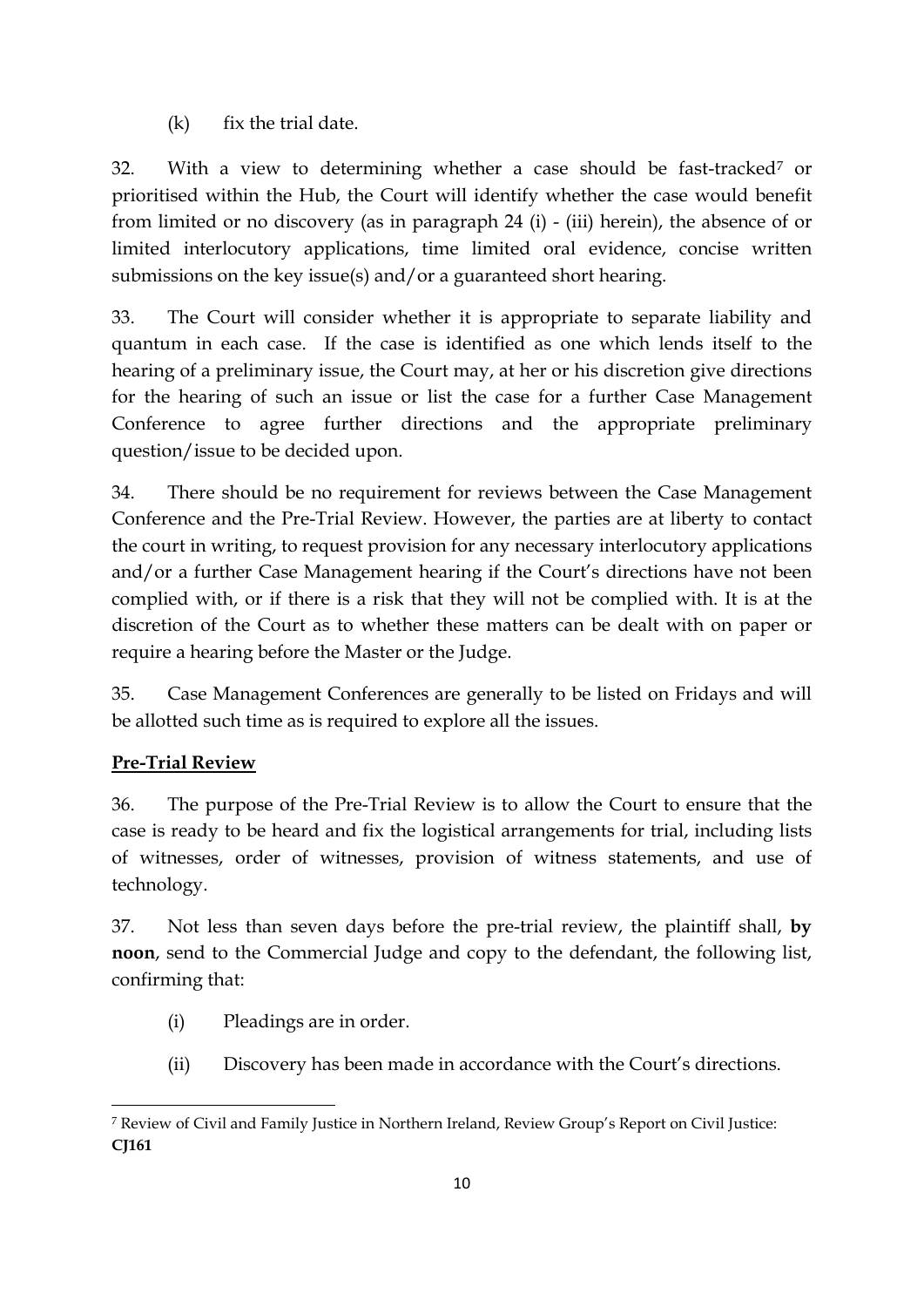(k) fix the trial date.

32. With a view to determining whether a case should be fast-tracked[7] or prioritised within the Hub, the Court will identify whether the case would benefit from limited or no discovery (as in paragraph 24 (i) - (iii) herein), the absence of or limited interlocutory applications, time limited oral evidence, concise written submissions on the key issue(s) and/or a guaranteed short hearing.

33. The Court will consider whether it is appropriate to separate liability and quantum in each case. If the case is identified as one which lends itself to the hearing of a preliminary issue, the Court may, at her or his discretion give directions for the hearing of such an issue or list the case for a further Case Management Conference to agree further directions and the appropriate preliminary question/issue to be decided upon.

34. There should be no requirement for reviews between the Case Management Conference and the Pre-Trial Review. However, the parties are at liberty to contact the court in writing, to request provision for any necessary interlocutory applications and/or a further Case Management hearing if the Court's directions have not been complied with, or if there is a risk that they will not be complied with. It is at the discretion of the Court as to whether these matters can be dealt with on paper or require a hearing before the Master or the Judge.

35. Case Management Conferences are generally to be listed on Fridays and will be allotted such time as is required to explore all the issues.

## Pre-Trial Review

36. The purpose of the Pre-Trial Review is to allow the Court to ensure that the case is ready to be heard and fix the logistical arrangements for trial, including lists of witnesses, order of witnesses, provision of witness statements, and use of technology.

37. Not less than seven days before the pre-trial review, the plaintiff shall, **by noon**, send to the Commercial Judge and copy to the defendant, the following list, confirming that:

(i) Pleadings are in order.

(ii) Discovery has been made in accordance with the Court's directions.

---

[7] Review of Civil and Family Justice in Northern Ireland, Review Group's Report on Civil Justice: **CJ161**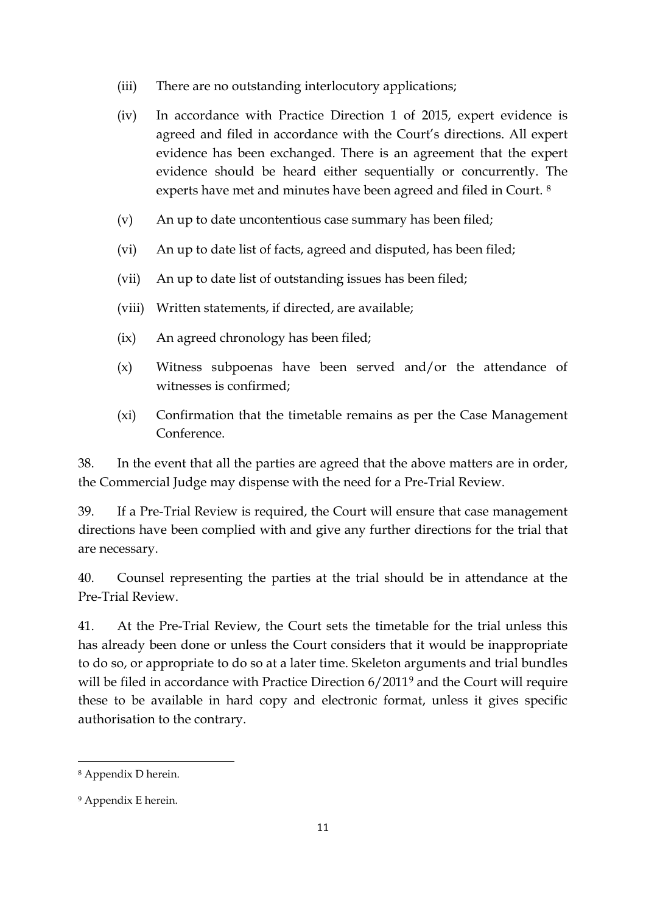(iii) There are no outstanding interlocutory applications;

(iv) In accordance with Practice Direction 1 of 2015, expert evidence is agreed and filed in accordance with the Court's directions. All expert evidence has been exchanged. There is an agreement that the expert evidence should be heard either sequentially or concurrently. The experts have met and minutes have been agreed and filed in Court. [8]

(v) An up to date uncontentious case summary has been filed;

(vi) An up to date list of facts, agreed and disputed, has been filed;

(vii) An up to date list of outstanding issues has been filed;

(viii) Written statements, if directed, are available;

(ix) An agreed chronology has been filed;

(x) Witness subpoenas have been served and/or the attendance of witnesses is confirmed;

(xi) Confirmation that the timetable remains as per the Case Management Conference.

38. In the event that all the parties are agreed that the above matters are in order, the Commercial Judge may dispense with the need for a Pre-Trial Review.

39. If a Pre-Trial Review is required, the Court will ensure that case management directions have been complied with and give any further directions for the trial that are necessary.

40. Counsel representing the parties at the trial should be in attendance at the Pre-Trial Review.

41. At the Pre-Trial Review, the Court sets the timetable for the trial unless this has already been done or unless the Court considers that it would be inappropriate to do so, or appropriate to do so at a later time. Skeleton arguments and trial bundles will be filed in accordance with Practice Direction 6/2011[9] and the Court will require these to be available in hard copy and electronic format, unless it gives specific authorisation to the contrary.

---

[8] Appendix D herein.

[9] Appendix E herein.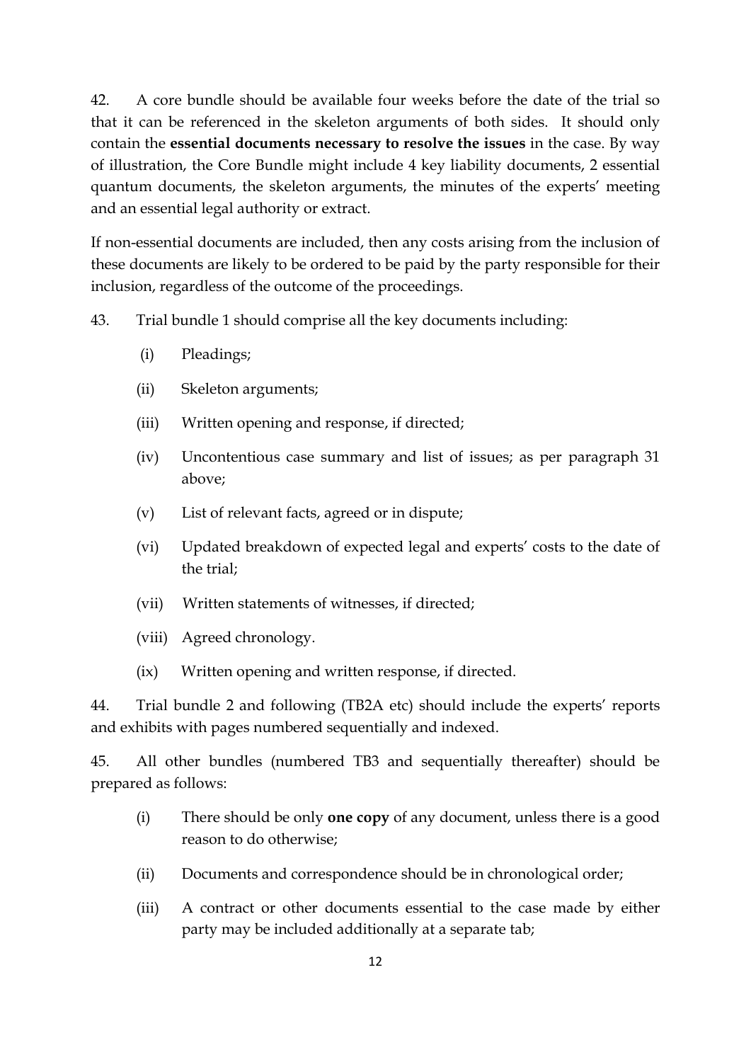42. A core bundle should be available four weeks before the date of the trial so that it can be referenced in the skeleton arguments of both sides. It should only contain the **essential documents necessary to resolve the issues** in the case. By way of illustration, the Core Bundle might include 4 key liability documents, 2 essential quantum documents, the skeleton arguments, the minutes of the experts' meeting and an essential legal authority or extract.

If non-essential documents are included, then any costs arising from the inclusion of these documents are likely to be ordered to be paid by the party responsible for their inclusion, regardless of the outcome of the proceedings.

43. Trial bundle 1 should comprise all the key documents including:

- (i) Pleadings;
- (ii) Skeleton arguments;
- (iii) Written opening and response, if directed;
- (iv) Uncontentious case summary and list of issues; as per paragraph 31 above;
- (v) List of relevant facts, agreed or in dispute;
- (vi) Updated breakdown of expected legal and experts' costs to the date of the trial;
- (vii) Written statements of witnesses, if directed;
- (viii) Agreed chronology.
- (ix) Written opening and written response, if directed.

44. Trial bundle 2 and following (TB2A etc) should include the experts' reports and exhibits with pages numbered sequentially and indexed.

45. All other bundles (numbered TB3 and sequentially thereafter) should be prepared as follows:

- (i) There should be only **one copy** of any document, unless there is a good reason to do otherwise;
- (ii) Documents and correspondence should be in chronological order;
- (iii) A contract or other documents essential to the case made by either party may be included additionally at a separate tab;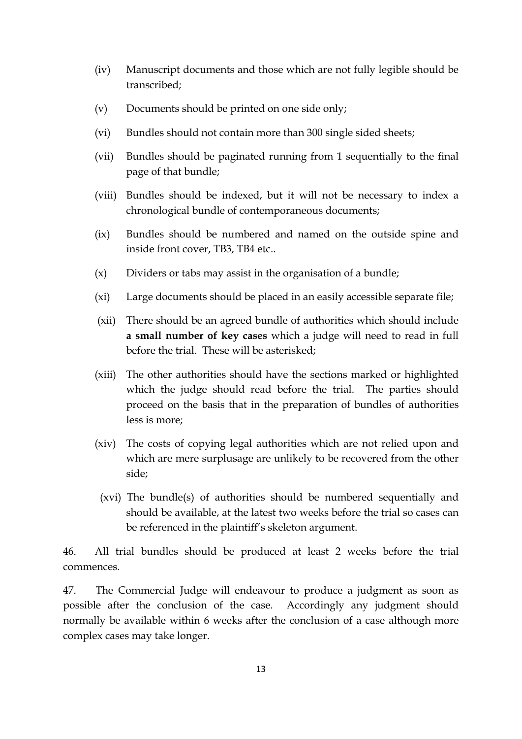(iv) Manuscript documents and those which are not fully legible should be transcribed;

(v) Documents should be printed on one side only;

(vi) Bundles should not contain more than 300 single sided sheets;

(vii) Bundles should be paginated running from 1 sequentially to the final page of that bundle;

(viii) Bundles should be indexed, but it will not be necessary to index a chronological bundle of contemporaneous documents;

(ix) Bundles should be numbered and named on the outside spine and inside front cover, TB3, TB4 etc..

(x) Dividers or tabs may assist in the organisation of a bundle;

(xi) Large documents should be placed in an easily accessible separate file;

(xii) There should be an agreed bundle of authorities which should include **a small number of key cases** which a judge will need to read in full before the trial. These will be asterisked;

(xiii) The other authorities should have the sections marked or highlighted which the judge should read before the trial. The parties should proceed on the basis that in the preparation of bundles of authorities less is more;

(xiv) The costs of copying legal authorities which are not relied upon and which are mere surplusage are unlikely to be recovered from the other side;

(xvi) The bundle(s) of authorities should be numbered sequentially and should be available, at the latest two weeks before the trial so cases can be referenced in the plaintiff's skeleton argument.

46. All trial bundles should be produced at least 2 weeks before the trial commences.

47. The Commercial Judge will endeavour to produce a judgment as soon as possible after the conclusion of the case. Accordingly any judgment should normally be available within 6 weeks after the conclusion of a case although more complex cases may take longer.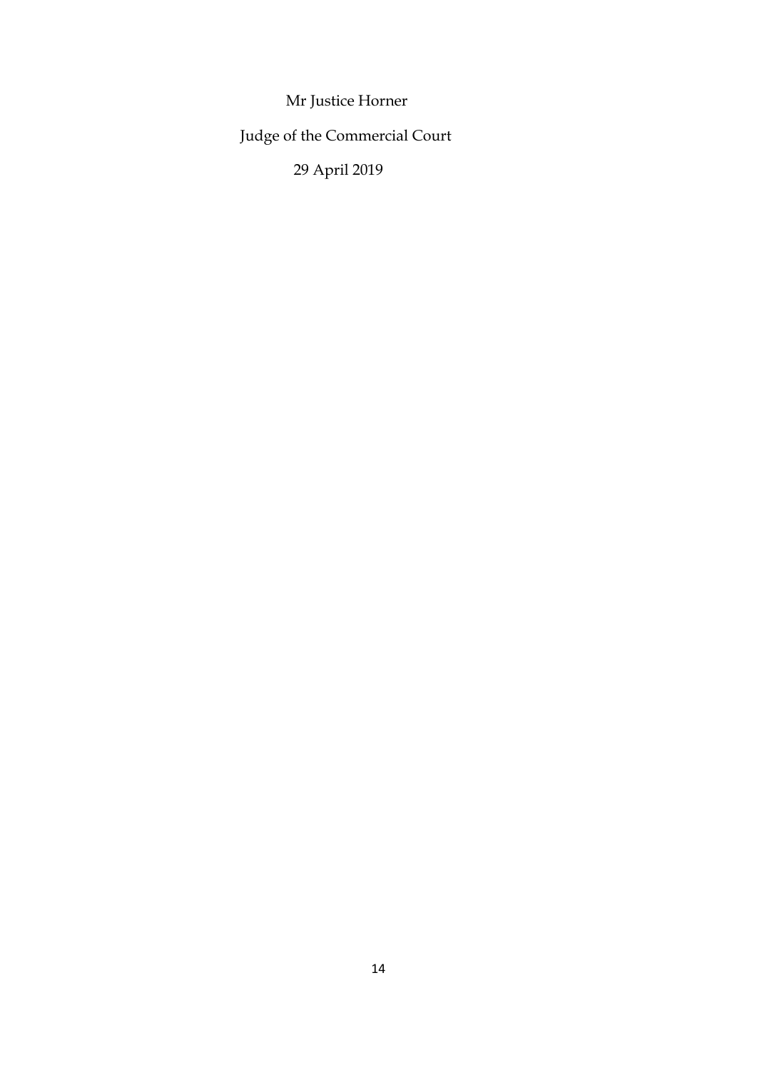Mr Justice Horner

Judge of the Commercial Court

29 April 2019